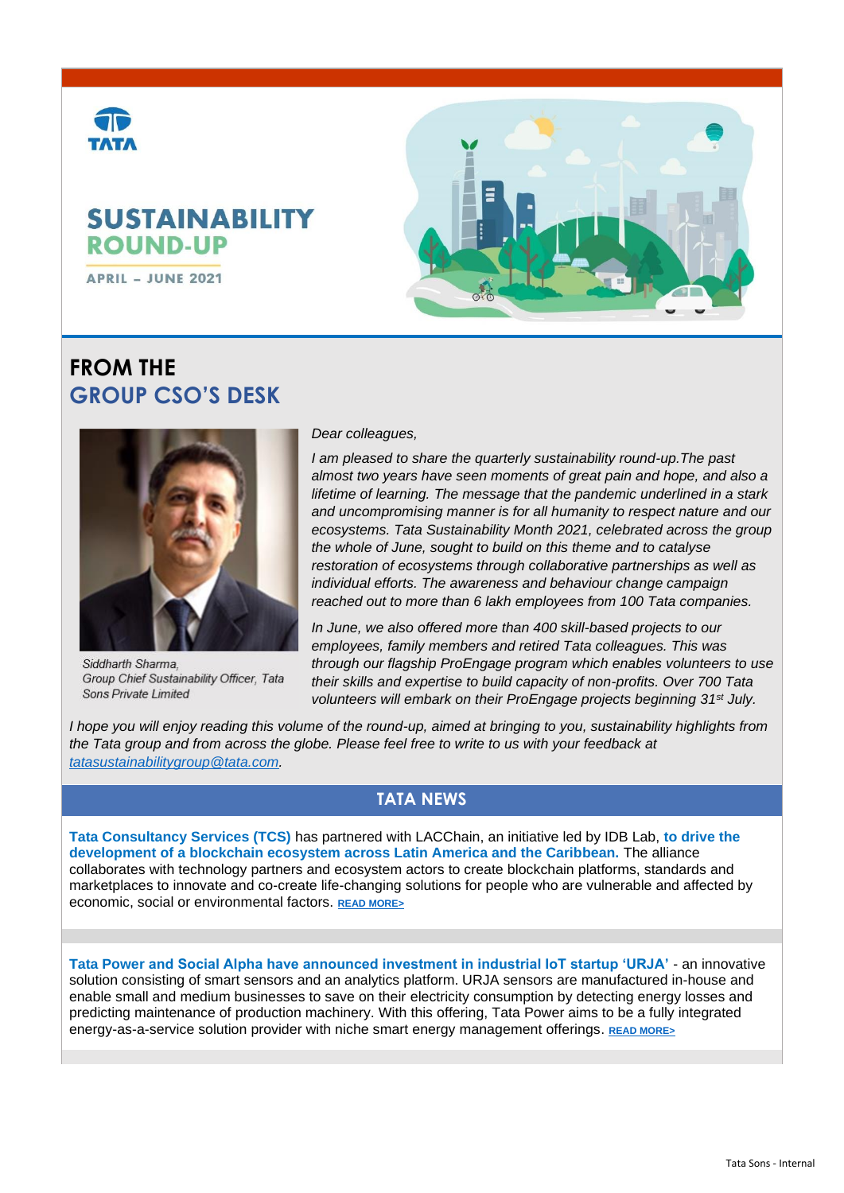# SUSTAINABILITY ROUND-UP

APRIL – JUNE 2021

## FROM THE GROUP CSO'S DESK

Siddharth Sharma, Group Chief Sustainability Officer, Tata Sons Private Limited

*Dear colleagues,*

*I am pleased to share the quarterly sustainability round-up.The past almost two years have seen moments of great pain and hope, and also a lifetime of learning. The message that the pandemic underlined in a stark and uncompromising manner is for all humanity to respect nature and our ecosystems. Tata Sustainability Month 2021, celebrated across the group the whole of June, sought to build on this theme and to catalyse restoration of ecosystems through collaborative partnerships as well as individual efforts. The awareness and behaviour change campaign reached out to more than 6 lakh employees from 100 Tata companies.*

*In June, we also offered more than 400 skill-based projects to our employees, family members and retired Tata colleagues. This was through our flagship ProEngage program which enables volunteers to use their skills and expertise to build capacity of non-profits. Over 700 Tata volunteers will embark on their ProEngage projects beginning 31st July.*

*I hope you will enjoy reading this volume of the round-up, aimed at bringing to you, sustainability highlights from the Tata group and from across the globe. Please feel free to write to us with your feedback at tatasustainabilitygroup@tata.com.*

## TATA NEWS

**Tata Consultancy Services (TCS)** has partnered with LACChain, an initiative led by IDB Lab, **to drive the development of a blockchain ecosystem across Latin America and the Caribbean.** The alliance collaborates with technology partners and ecosystem actors to create blockchain platforms, standards and marketplaces to innovate and co-create life-changing solutions for people who are vulnerable and affected by economic, social or environmental factors. READ MORE>

**Tata Power and Social Alpha have announced investment in industrial IoT startup 'URJA'** - an innovative solution consisting of smart sensors and an analytics platform. URJA sensors are manufactured in-house and enable small and medium businesses to save on their electricity consumption by detecting energy losses and predicting maintenance of production machinery. With this offering, Tata Power aims to be a fully integrated energy-as-a-service solution provider with niche smart energy management offerings. READ MORE>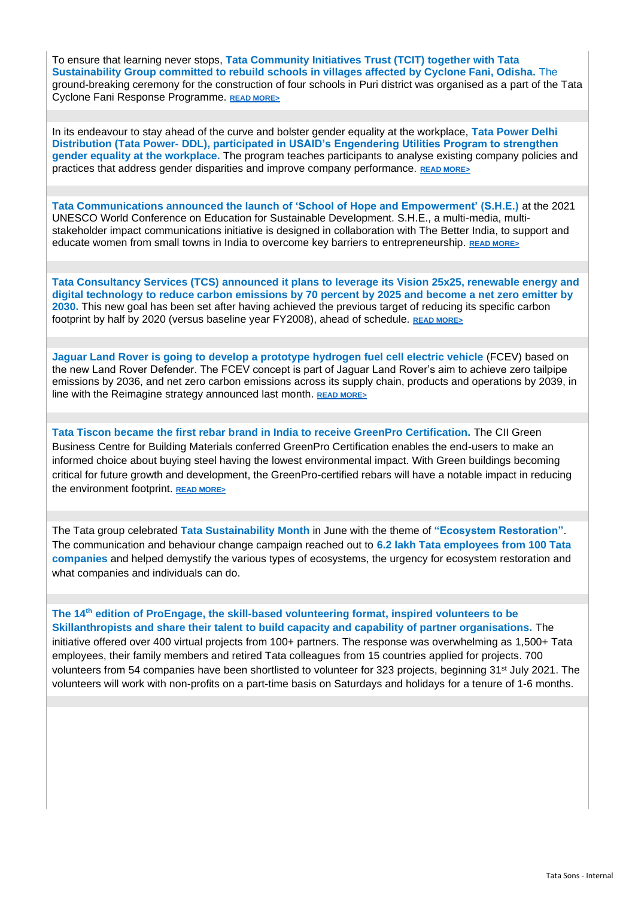To ensure that learning never stops, **Tata Community Initiatives Trust (TCIT) together with Tata Sustainability Group committed to rebuild schools in villages affected by Cyclone Fani, Odisha.** The ground-breaking ceremony for the construction of four schools in Puri district was organised as a part of the Tata Cyclone Fani Response Programme. **READ MORE>**

In its endeavour to stay ahead of the curve and bolster gender equality at the workplace, **Tata Power Delhi Distribution (Tata Power- DDL), participated in USAID's Engendering Utilities Program to strengthen gender equality at the workplace.** The program teaches participants to analyse existing company policies and practices that address gender disparities and improve company performance. **READ MORE>**

**Tata Communications announced the launch of 'School of Hope and Empowerment' (S.H.E.)** at the 2021 UNESCO World Conference on Education for Sustainable Development. S.H.E., a multi-media, multi-stakeholder impact communications initiative is designed in collaboration with The Better India, to support and educate women from small towns in India to overcome key barriers to entrepreneurship. **READ MORE>**

**Tata Consultancy Services (TCS) announced it plans to leverage its Vision 25x25, renewable energy and digital technology to reduce carbon emissions by 70 percent by 2025 and become a net zero emitter by 2030.** This new goal has been set after having achieved the previous target of reducing its specific carbon footprint by half by 2020 (versus baseline year FY2008), ahead of schedule. **READ MORE>**

**Jaguar Land Rover is going to develop a prototype hydrogen fuel cell electric vehicle** (FCEV) based on the new Land Rover Defender. The FCEV concept is part of Jaguar Land Rover's aim to achieve zero tailpipe emissions by 2036, and net zero carbon emissions across its supply chain, products and operations by 2039, in line with the Reimagine strategy announced last month. **READ MORE>**

**Tata Tiscon became the first rebar brand in India to receive GreenPro Certification.** The CII Green Business Centre for Building Materials conferred GreenPro Certification enables the end-users to make an informed choice about buying steel having the lowest environmental impact. With Green buildings becoming critical for future growth and development, the GreenPro-certified rebars will have a notable impact in reducing the environment footprint. **READ MORE>**

The Tata group celebrated **Tata Sustainability Month** in June with the theme of **"Ecosystem Restoration"**. The communication and behaviour change campaign reached out to **6.2 lakh Tata employees from 100 Tata companies** and helped demystify the various types of ecosystems, the urgency for ecosystem restoration and what companies and individuals can do.

**The 14th edition of ProEngage, the skill-based volunteering format, inspired volunteers to be Skillanthropists and share their talent to build capacity and capability of partner organisations.** The initiative offered over 400 virtual projects from 100+ partners. The response was overwhelming as 1,500+ Tata employees, their family members and retired Tata colleagues from 15 countries applied for projects. 700 volunteers from 54 companies have been shortlisted to volunteer for 323 projects, beginning 31st July 2021. The volunteers will work with non-profits on a part-time basis on Saturdays and holidays for a tenure of 1-6 months.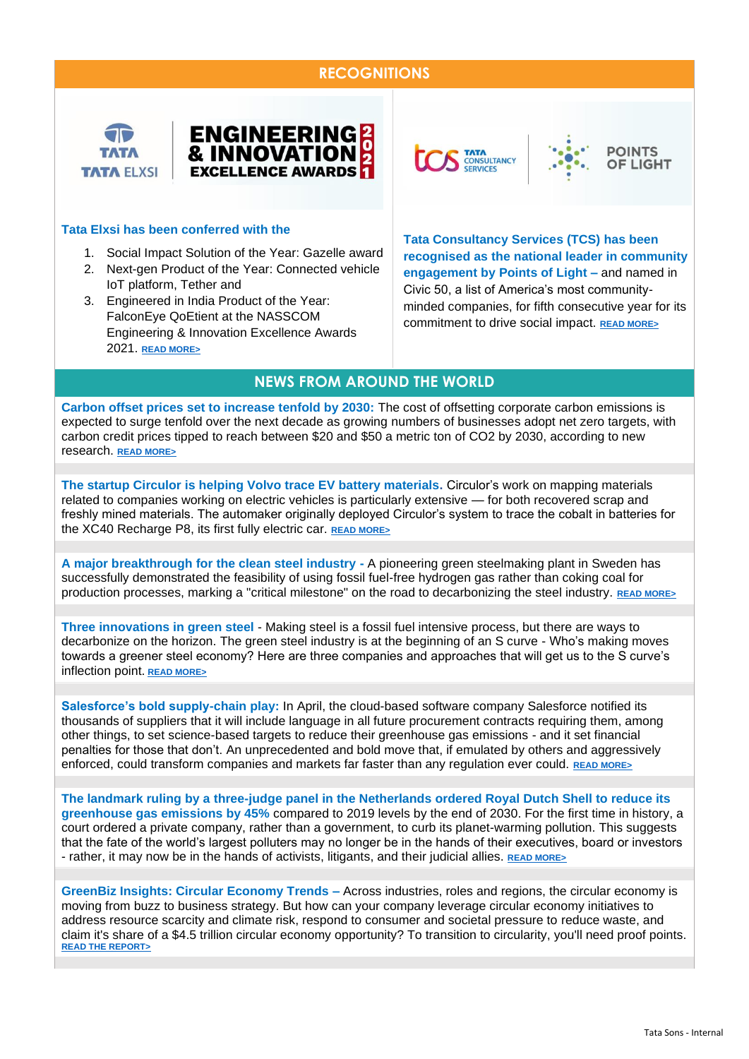## RECOGNITIONS

**Tata Elxsi has been conferred with the**

1. Social Impact Solution of the Year: Gazelle award
2. Next-gen Product of the Year: Connected vehicle IoT platform, Tether and
3. Engineered in India Product of the Year: FalconEye QoEtient at the NASSCOM Engineering & Innovation Excellence Awards 2021. READ MORE>

**Tata Consultancy Services (TCS) has been recognised as the national leader in community engagement by Points of Light –** and named in Civic 50, a list of America's most community-minded companies, for fifth consecutive year for its commitment to drive social impact. READ MORE>

## NEWS FROM AROUND THE WORLD

**Carbon offset prices set to increase tenfold by 2030:** The cost of offsetting corporate carbon emissions is expected to surge tenfold over the next decade as growing numbers of businesses adopt net zero targets, with carbon credit prices tipped to reach between \$20 and \$50 a metric ton of $CO_2$ by 2030, according to new research. READ MORE>

**The startup Circulor is helping Volvo trace EV battery materials.** Circulor's work on mapping materials related to companies working on electric vehicles is particularly extensive — for both recovered scrap and freshly mined materials. The automaker originally deployed Circulor's system to trace the cobalt in batteries for the XC40 Recharge P8, its first fully electric car. READ MORE>

**A major breakthrough for the clean steel industry -** A pioneering green steelmaking plant in Sweden has successfully demonstrated the feasibility of using fossil fuel-free hydrogen gas rather than coking coal for production processes, marking a "critical milestone" on the road to decarbonizing the steel industry. READ MORE>

**Three innovations in green steel** - Making steel is a fossil fuel intensive process, but there are ways to decarbonize on the horizon. The green steel industry is at the beginning of an S curve - Who's making moves towards a greener steel economy? Here are three companies and approaches that will get us to the S curve's inflection point. READ MORE>

**Salesforce's bold supply-chain play:** In April, the cloud-based software company Salesforce notified its thousands of suppliers that it will include language in all future procurement contracts requiring them, among other things, to set science-based targets to reduce their greenhouse gas emissions - and it set financial penalties for those that don't. An unprecedented and bold move that, if emulated by others and aggressively enforced, could transform companies and markets far faster than any regulation ever could. READ MORE>

**The landmark ruling by a three-judge panel in the Netherlands ordered Royal Dutch Shell to reduce its greenhouse gas emissions by 45%** compared to 2019 levels by the end of 2030. For the first time in history, a court ordered a private company, rather than a government, to curb its planet-warming pollution. This suggests that the fate of the world's largest polluters may no longer be in the hands of their executives, board or investors - rather, it may now be in the hands of activists, litigants, and their judicial allies. READ MORE>

**GreenBiz Insights: Circular Economy Trends –** Across industries, roles and regions, the circular economy is moving from buzz to business strategy. But how can your company leverage circular economy initiatives to address resource scarcity and climate risk, respond to consumer and societal pressure to reduce waste, and claim it's share of a \$4.5 trillion circular economy opportunity? To transition to circularity, you'll need proof points. READ THE REPORT>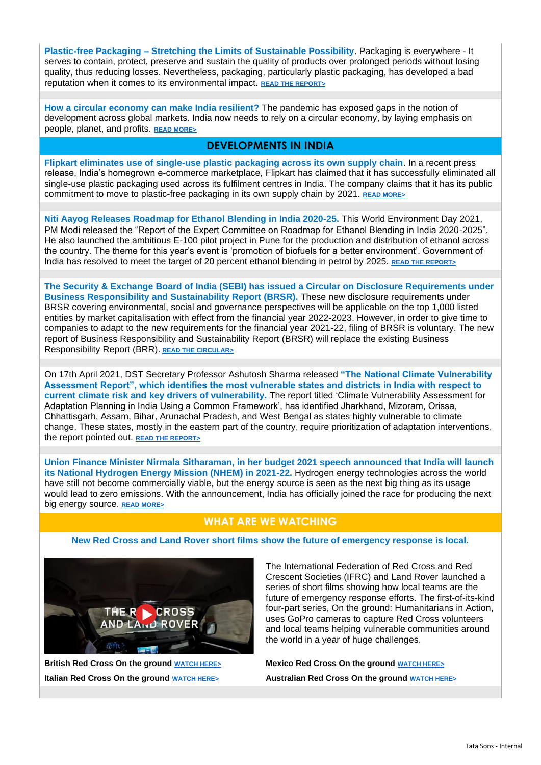**Plastic-free Packaging – Stretching the Limits of Sustainable Possibility**. Packaging is everywhere - It serves to contain, protect, preserve and sustain the quality of products over prolonged periods without losing quality, thus reducing losses. Nevertheless, packaging, particularly plastic packaging, has developed a bad reputation when it comes to its environmental impact. READ THE REPORT>

**How a circular economy can make India resilient?** The pandemic has exposed gaps in the notion of development across global markets. India now needs to rely on a circular economy, by laying emphasis on people, planet, and profits. READ MORE>

## DEVELOPMENTS IN INDIA

**Flipkart eliminates use of single-use plastic packaging across its own supply chain**. In a recent press release, India's homegrown e-commerce marketplace, Flipkart has claimed that it has successfully eliminated all single-use plastic packaging used across its fulfilment centres in India. The company claims that it has its public commitment to move to plastic-free packaging in its own supply chain by 2021. READ MORE>

**Niti Aayog Releases Roadmap for Ethanol Blending in India 2020-25.** This World Environment Day 2021, PM Modi released the "Report of the Expert Committee on Roadmap for Ethanol Blending in India 2020-2025". He also launched the ambitious E-100 pilot project in Pune for the production and distribution of ethanol across the country. The theme for this year's event is 'promotion of biofuels for a better environment'. Government of India has resolved to meet the target of 20 percent ethanol blending in petrol by 2025. READ THE REPORT>

**The Security & Exchange Board of India (SEBI) has issued a Circular on Disclosure Requirements under Business Responsibility and Sustainability Report (BRSR).** These new disclosure requirements under BRSR covering environmental, social and governance perspectives will be applicable on the top 1,000 listed entities by market capitalisation with effect from the financial year 2022-2023. However, in order to give time to companies to adapt to the new requirements for the financial year 2021-22, filing of BRSR is voluntary. The new report of Business Responsibility and Sustainability Report (BRSR) will replace the existing Business Responsibility Report (BRR). READ THE CIRCULAR>

On 17th April 2021, DST Secretary Professor Ashutosh Sharma released **"The National Climate Vulnerability Assessment Report", which identifies the most vulnerable states and districts in India with respect to current climate risk and key drivers of vulnerability.** The report titled 'Climate Vulnerability Assessment for Adaptation Planning in India Using a Common Framework', has identified Jharkhand, Mizoram, Orissa, Chhattisgarh, Assam, Bihar, Arunachal Pradesh, and West Bengal as states highly vulnerable to climate change. These states, mostly in the eastern part of the country, require prioritization of adaptation interventions, the report pointed out. READ THE REPORT>

**Union Finance Minister Nirmala Sitharaman, in her budget 2021 speech announced that India will launch its National Hydrogen Energy Mission (NHEM) in 2021-22.** Hydrogen energy technologies across the world have still not become commercially viable, but the energy source is seen as the next big thing as its usage would lead to zero emissions. With the announcement, India has officially joined the race for producing the next big energy source. READ MORE>

## WHAT ARE WE WATCHING

**New Red Cross and Land Rover short films show the future of emergency response is local.**

The International Federation of Red Cross and Red Crescent Societies (IFRC) and Land Rover launched a series of short films showing how local teams are the future of emergency response efforts. The first-of-its-kind four-part series, On the ground: Humanitarians in Action, uses GoPro cameras to capture Red Cross volunteers and local teams helping vulnerable communities around the world in a year of huge challenges.

**British Red Cross On the ground** WATCH HERE>

**Italian Red Cross On the ground** WATCH HERE>

**Mexico Red Cross On the ground** WATCH HERE>

**Australian Red Cross On the ground** WATCH HERE>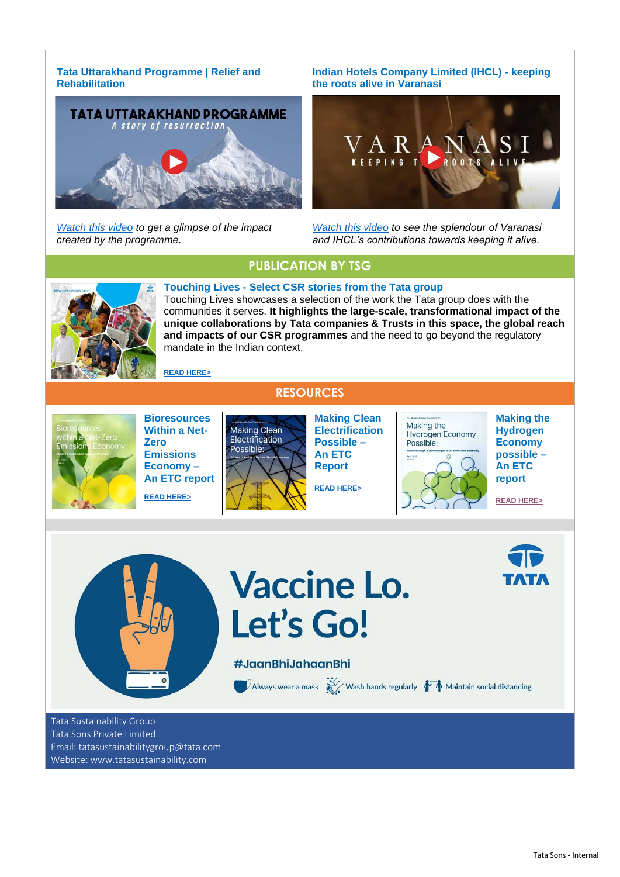**Tata Uttarakhand Programme | Relief and Rehabilitation**

*Watch this video to get a glimpse of the impact created by the programme.*

**Indian Hotels Company Limited (IHCL) - keeping the roots alive in Varanasi**

*Watch this video to see the splendour of Varanasi and IHCL's contributions towards keeping it alive.*

## PUBLICATION BY TSG

**Touching Lives - Select CSR stories from the Tata group**

Touching Lives showcases a selection of the work the Tata group does with the communities it serves. **It highlights the large-scale, transformational impact of the unique collaborations by Tata companies & Trusts in this space, the global reach and impacts of our CSR programmes** and the need to go beyond the regulatory mandate in the Indian context.

**READ HERE>**

## RESOURCES

**Bioresources Within a Net-Zero Emissions Economy – An ETC report**

**READ HERE>**

**Making Clean Electrification Possible – An ETC Report**

**READ HERE>**

**Making the Hydrogen Economy possible – An ETC report**

**READ HERE>**

Vaccine Lo. Let's Go!

#JaanBhiJahaanBhi

Always wear a mask | Wash hands regularly | Maintain social distancing

Tata Sustainability Group
Tata Sons Private Limited
Email: tatasustainabilitygroup@tata.com
Website: www.tatasustainability.com

Tata Sons - Internal